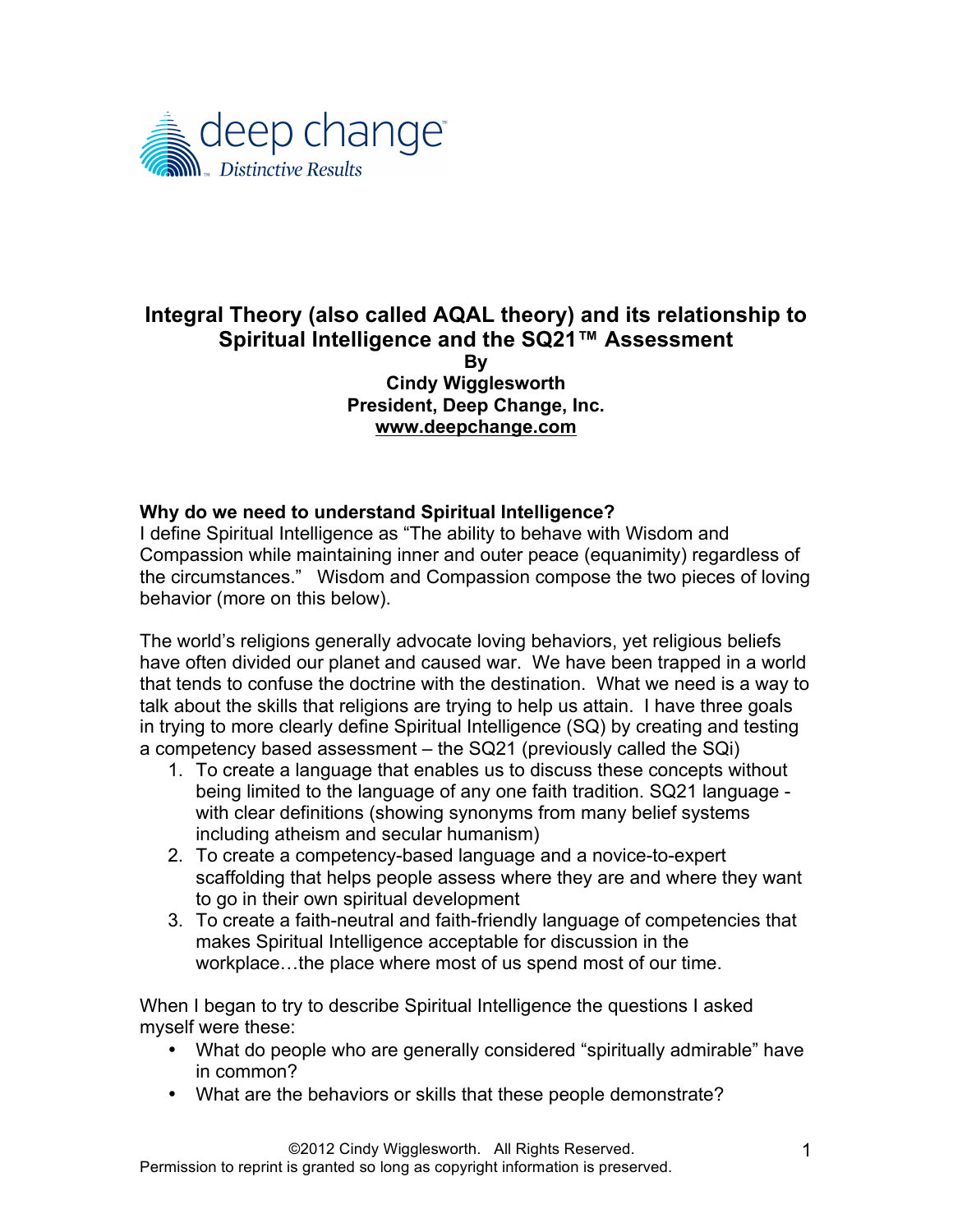deep change

*Distinctive Results*

# Integral Theory (also called AQAL theory) and its relationship to Spiritual Intelligence and the SQ21™ Assessment

**By**
**Cindy Wigglesworth**
**President, Deep Change, Inc.**
**www.deepchange.com**

### Why do we need to understand Spiritual Intelligence?

I define Spiritual Intelligence as "The ability to behave with Wisdom and Compassion while maintaining inner and outer peace (equanimity) regardless of the circumstances." Wisdom and Compassion compose the two pieces of loving behavior (more on this below).

The world's religions generally advocate loving behaviors, yet religious beliefs have often divided our planet and caused war. We have been trapped in a world that tends to confuse the doctrine with the destination. What we need is a way to talk about the skills that religions are trying to help us attain. I have three goals in trying to more clearly define Spiritual Intelligence (SQ) by creating and testing a competency based assessment – the SQ21 (previously called the SQi)

1. To create a language that enables us to discuss these concepts without being limited to the language of any one faith tradition. SQ21 language - with clear definitions (showing synonyms from many belief systems including atheism and secular humanism)
2. To create a competency-based language and a novice-to-expert scaffolding that helps people assess where they are and where they want to go in their own spiritual development
3. To create a faith-neutral and faith-friendly language of competencies that makes Spiritual Intelligence acceptable for discussion in the workplace…the place where most of us spend most of our time.

When I began to try to describe Spiritual Intelligence the questions I asked myself were these:

- What do people who are generally considered "spiritually admirable" have in common?
- What are the behaviors or skills that these people demonstrate?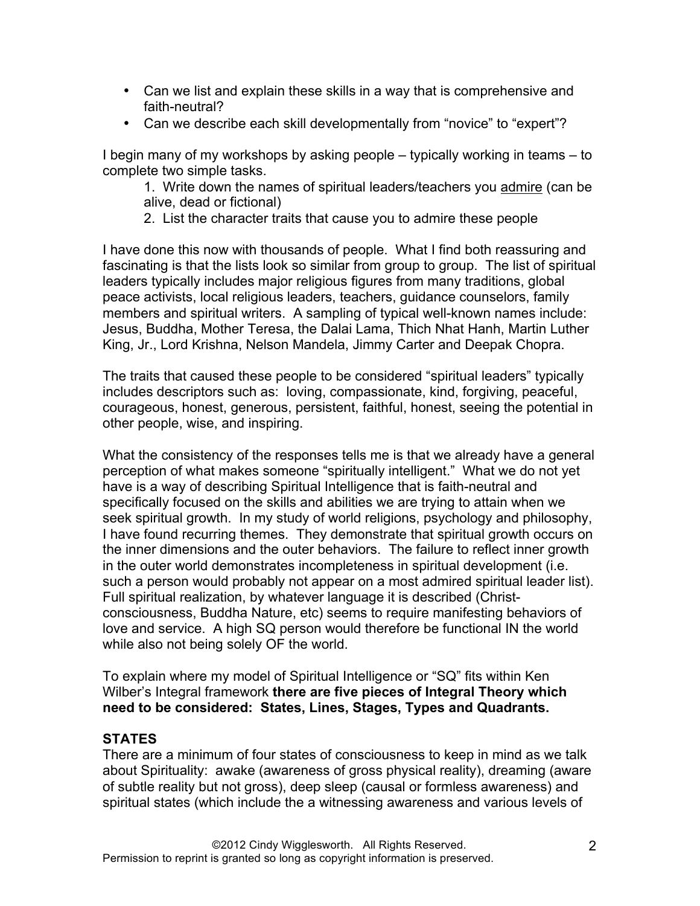- Can we list and explain these skills in a way that is comprehensive and faith-neutral?
- Can we describe each skill developmentally from "novice" to "expert"?

I begin many of my workshops by asking people – typically working in teams – to complete two simple tasks.

1. Write down the names of spiritual leaders/teachers you <u>admire</u> (can be alive, dead or fictional)
2. List the character traits that cause you to admire these people

I have done this now with thousands of people. What I find both reassuring and fascinating is that the lists look so similar from group to group. The list of spiritual leaders typically includes major religious figures from many traditions, global peace activists, local religious leaders, teachers, guidance counselors, family members and spiritual writers. A sampling of typical well-known names include: Jesus, Buddha, Mother Teresa, the Dalai Lama, Thich Nhat Hanh, Martin Luther King, Jr., Lord Krishna, Nelson Mandela, Jimmy Carter and Deepak Chopra.

The traits that caused these people to be considered "spiritual leaders" typically includes descriptors such as: loving, compassionate, kind, forgiving, peaceful, courageous, honest, generous, persistent, faithful, honest, seeing the potential in other people, wise, and inspiring.

What the consistency of the responses tells me is that we already have a general perception of what makes someone "spiritually intelligent." What we do not yet have is a way of describing Spiritual Intelligence that is faith-neutral and specifically focused on the skills and abilities we are trying to attain when we seek spiritual growth. In my study of world religions, psychology and philosophy, I have found recurring themes. They demonstrate that spiritual growth occurs on the inner dimensions and the outer behaviors. The failure to reflect inner growth in the outer world demonstrates incompleteness in spiritual development (i.e. such a person would probably not appear on a most admired spiritual leader list). Full spiritual realization, by whatever language it is described (Christ-consciousness, Buddha Nature, etc) seems to require manifesting behaviors of love and service. A high SQ person would therefore be functional IN the world while also not being solely OF the world.

To explain where my model of Spiritual Intelligence or "SQ" fits within Ken Wilber's Integral framework **there are five pieces of Integral Theory which need to be considered: States, Lines, Stages, Types and Quadrants.**

### STATES

There are a minimum of four states of consciousness to keep in mind as we talk about Spirituality: awake (awareness of gross physical reality), dreaming (aware of subtle reality but not gross), deep sleep (causal or formless awareness) and spiritual states (which include the a witnessing awareness and various levels of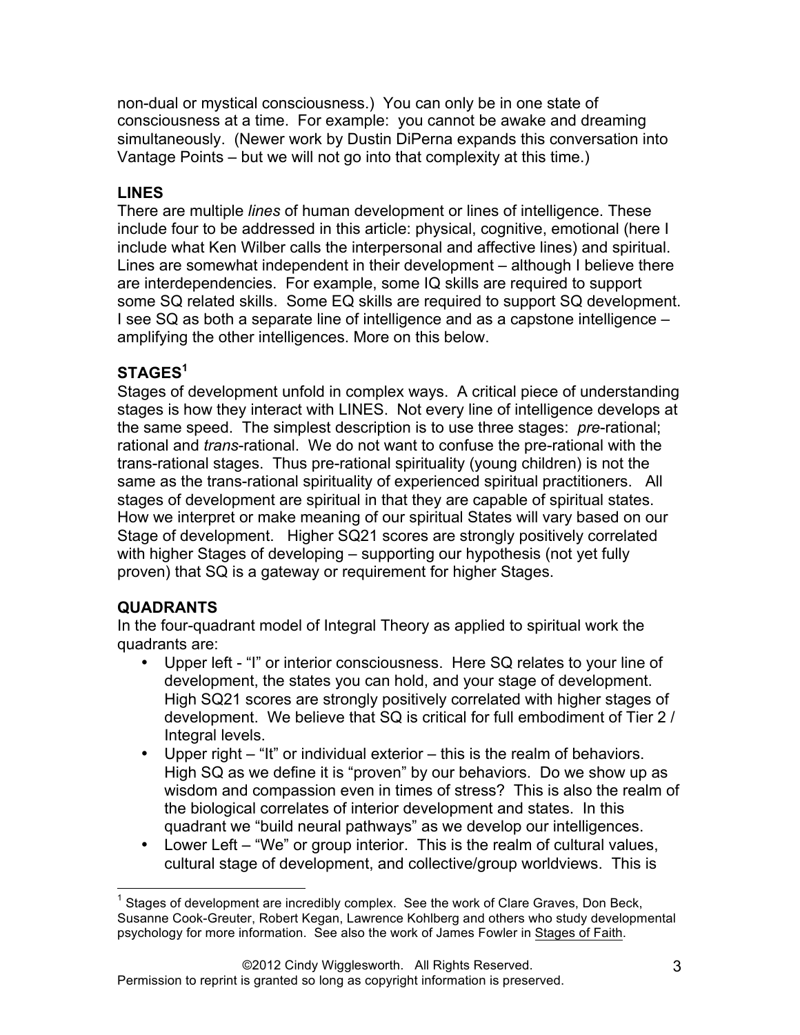non-dual or mystical consciousness.) You can only be in one state of consciousness at a time. For example: you cannot be awake and dreaming simultaneously. (Newer work by Dustin DiPerna expands this conversation into Vantage Points – but we will not go into that complexity at this time.)

**LINES**

There are multiple *lines* of human development or lines of intelligence. These include four to be addressed in this article: physical, cognitive, emotional (here I include what Ken Wilber calls the interpersonal and affective lines) and spiritual. Lines are somewhat independent in their development – although I believe there are interdependencies. For example, some IQ skills are required to support some SQ related skills. Some EQ skills are required to support SQ development. I see SQ as both a separate line of intelligence and as a capstone intelligence – amplifying the other intelligences. More on this below.

**STAGES**[1]

Stages of development unfold in complex ways. A critical piece of understanding stages is how they interact with LINES. Not every line of intelligence develops at the same speed. The simplest description is to use three stages: *pre*-rational; rational and *trans*-rational. We do not want to confuse the pre-rational with the trans-rational stages. Thus pre-rational spirituality (young children) is not the same as the trans-rational spirituality of experienced spiritual practitioners. All stages of development are spiritual in that they are capable of spiritual states. How we interpret or make meaning of our spiritual States will vary based on our Stage of development. Higher SQ21 scores are strongly positively correlated with higher Stages of developing – supporting our hypothesis (not yet fully proven) that SQ is a gateway or requirement for higher Stages.

**QUADRANTS**

In the four-quadrant model of Integral Theory as applied to spiritual work the quadrants are:

- Upper left - "I" or interior consciousness. Here SQ relates to your line of development, the states you can hold, and your stage of development. High SQ21 scores are strongly positively correlated with higher stages of development. We believe that SQ is critical for full embodiment of Tier 2 / Integral levels.
- Upper right – "It" or individual exterior – this is the realm of behaviors. High SQ as we define it is "proven" by our behaviors. Do we show up as wisdom and compassion even in times of stress? This is also the realm of the biological correlates of interior development and states. In this quadrant we "build neural pathways" as we develop our intelligences.
- Lower Left – "We" or group interior. This is the realm of cultural values, cultural stage of development, and collective/group worldviews. This is

[1] Stages of development are incredibly complex. See the work of Clare Graves, Don Beck, Susanne Cook-Greuter, Robert Kegan, Lawrence Kohlberg and others who study developmental psychology for more information. See also the work of James Fowler in Stages of Faith.

©2012 Cindy Wigglesworth. All Rights Reserved.
Permission to reprint is granted so long as copyright information is preserved.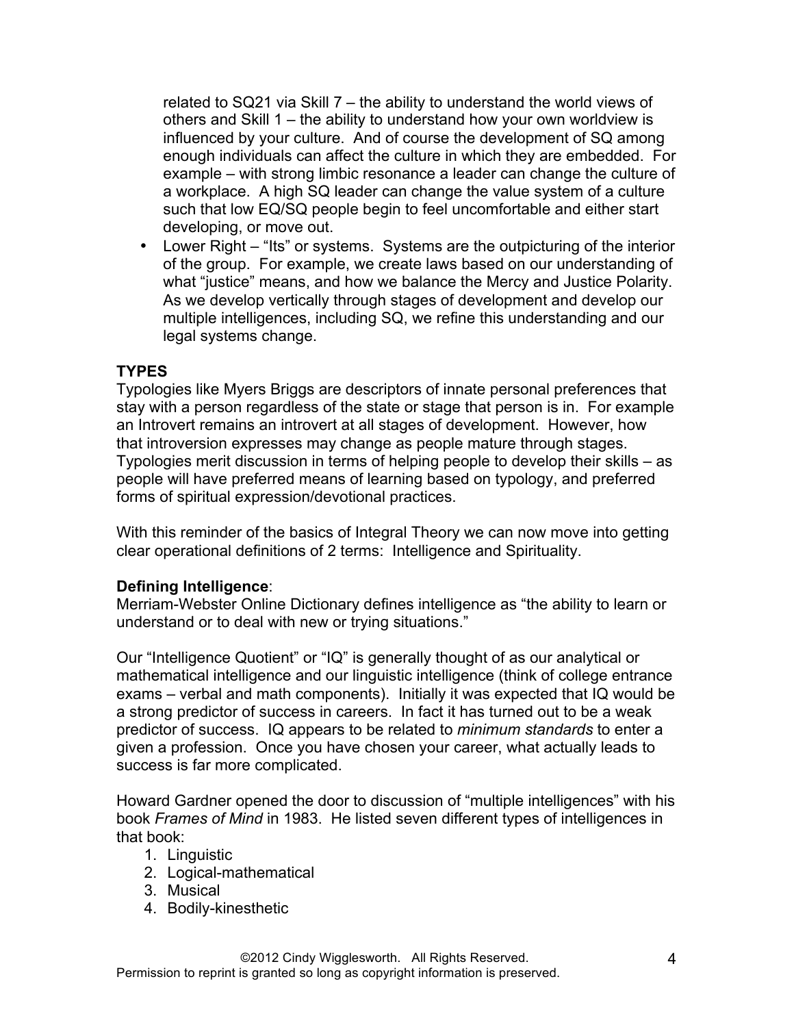related to SQ21 via Skill 7 – the ability to understand the world views of others and Skill 1 – the ability to understand how your own worldview is influenced by your culture. And of course the development of SQ among enough individuals can affect the culture in which they are embedded. For example – with strong limbic resonance a leader can change the culture of a workplace. A high SQ leader can change the value system of a culture such that low EQ/SQ people begin to feel uncomfortable and either start developing, or move out.

- Lower Right – "Its" or systems. Systems are the outpicturing of the interior of the group. For example, we create laws based on our understanding of what "justice" means, and how we balance the Mercy and Justice Polarity. As we develop vertically through stages of development and develop our multiple intelligences, including SQ, we refine this understanding and our legal systems change.

**TYPES**

Typologies like Myers Briggs are descriptors of innate personal preferences that stay with a person regardless of the state or stage that person is in. For example an Introvert remains an introvert at all stages of development. However, how that introversion expresses may change as people mature through stages. Typologies merit discussion in terms of helping people to develop their skills – as people will have preferred means of learning based on typology, and preferred forms of spiritual expression/devotional practices.

With this reminder of the basics of Integral Theory we can now move into getting clear operational definitions of 2 terms: Intelligence and Spirituality.

**Defining Intelligence**:

Merriam-Webster Online Dictionary defines intelligence as "the ability to learn or understand or to deal with new or trying situations."

Our "Intelligence Quotient" or "IQ" is generally thought of as our analytical or mathematical intelligence and our linguistic intelligence (think of college entrance exams – verbal and math components). Initially it was expected that IQ would be a strong predictor of success in careers. In fact it has turned out to be a weak predictor of success. IQ appears to be related to *minimum standards* to enter a given a profession. Once you have chosen your career, what actually leads to success is far more complicated.

Howard Gardner opened the door to discussion of "multiple intelligences" with his book *Frames of Mind* in 1983. He listed seven different types of intelligences in that book:

1. Linguistic
2. Logical-mathematical
3. Musical
4. Bodily-kinesthetic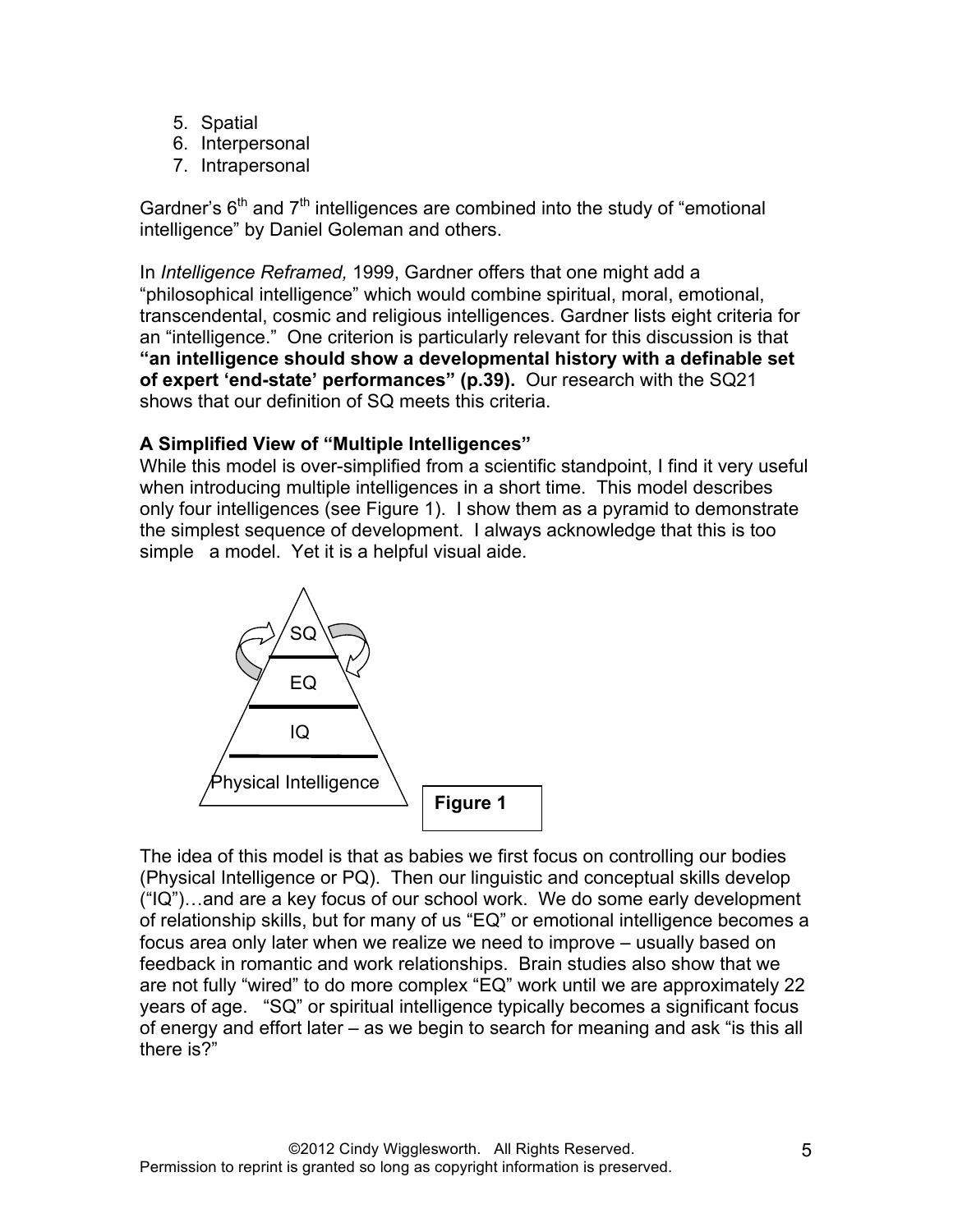5. Spatial
6. Interpersonal
7. Intrapersonal

Gardner's 6th and 7th intelligences are combined into the study of "emotional intelligence" by Daniel Goleman and others.

In *Intelligence Reframed,* 1999, Gardner offers that one might add a "philosophical intelligence" which would combine spiritual, moral, emotional, transcendental, cosmic and religious intelligences. Gardner lists eight criteria for an "intelligence." One criterion is particularly relevant for this discussion is that **"an intelligence should show a developmental history with a definable set of expert 'end-state' performances" (p.39).** Our research with the SQ21 shows that our definition of SQ meets this criteria.

**A Simplified View of "Multiple Intelligences"**

While this model is over-simplified from a scientific standpoint, I find it very useful when introducing multiple intelligences in a short time. This model describes only four intelligences (see Figure 1). I show them as a pyramid to demonstrate the simplest sequence of development. I always acknowledge that this is too simple a model. Yet it is a helpful visual aide.

SQ

EQ

IQ

Physical Intelligence

**Figure 1**

The idea of this model is that as babies we first focus on controlling our bodies (Physical Intelligence or PQ). Then our linguistic and conceptual skills develop ("IQ")…and are a key focus of our school work. We do some early development of relationship skills, but for many of us "EQ" or emotional intelligence becomes a focus area only later when we realize we need to improve – usually based on feedback in romantic and work relationships. Brain studies also show that we are not fully "wired" to do more complex "EQ" work until we are approximately 22 years of age. "SQ" or spiritual intelligence typically becomes a significant focus of energy and effort later – as we begin to search for meaning and ask "is this all there is?"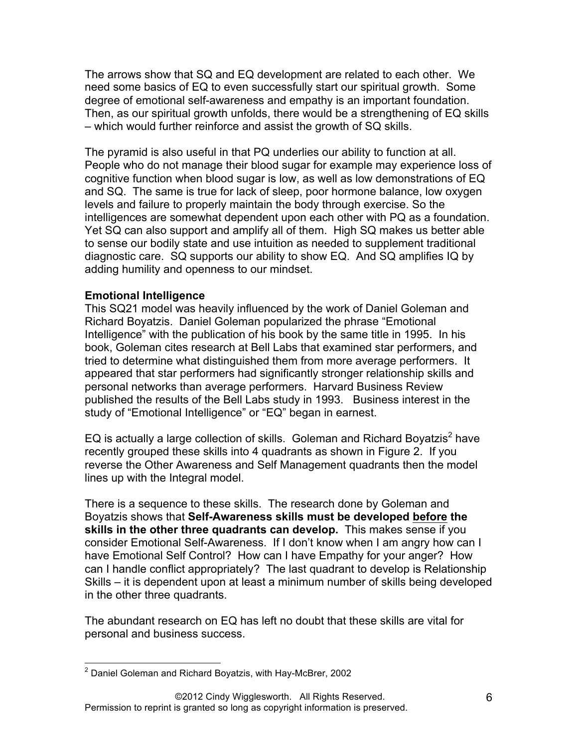The arrows show that SQ and EQ development are related to each other. We need some basics of EQ to even successfully start our spiritual growth. Some degree of emotional self-awareness and empathy is an important foundation. Then, as our spiritual growth unfolds, there would be a strengthening of EQ skills – which would further reinforce and assist the growth of SQ skills.

The pyramid is also useful in that PQ underlies our ability to function at all. People who do not manage their blood sugar for example may experience loss of cognitive function when blood sugar is low, as well as low demonstrations of EQ and SQ. The same is true for lack of sleep, poor hormone balance, low oxygen levels and failure to properly maintain the body through exercise. So the intelligences are somewhat dependent upon each other with PQ as a foundation. Yet SQ can also support and amplify all of them. High SQ makes us better able to sense our bodily state and use intuition as needed to supplement traditional diagnostic care. SQ supports our ability to show EQ. And SQ amplifies IQ by adding humility and openness to our mindset.

**Emotional Intelligence**

This SQ21 model was heavily influenced by the work of Daniel Goleman and Richard Boyatzis. Daniel Goleman popularized the phrase "Emotional Intelligence" with the publication of his book by the same title in 1995. In his book, Goleman cites research at Bell Labs that examined star performers, and tried to determine what distinguished them from more average performers. It appeared that star performers had significantly stronger relationship skills and personal networks than average performers. Harvard Business Review published the results of the Bell Labs study in 1993. Business interest in the study of "Emotional Intelligence" or "EQ" began in earnest.

EQ is actually a large collection of skills. Goleman and Richard Boyatzis[2] have recently grouped these skills into 4 quadrants as shown in Figure 2. If you reverse the Other Awareness and Self Management quadrants then the model lines up with the Integral model.

There is a sequence to these skills. The research done by Goleman and Boyatzis shows that **Self-Awareness skills must be developed <u>before</u> the skills in the other three quadrants can develop.** This makes sense if you consider Emotional Self-Awareness. If I don't know when I am angry how can I have Emotional Self Control? How can I have Empathy for your anger? How can I handle conflict appropriately? The last quadrant to develop is Relationship Skills – it is dependent upon at least a minimum number of skills being developed in the other three quadrants.

The abundant research on EQ has left no doubt that these skills are vital for personal and business success.

[2] Daniel Goleman and Richard Boyatzis, with Hay-McBrer, 2002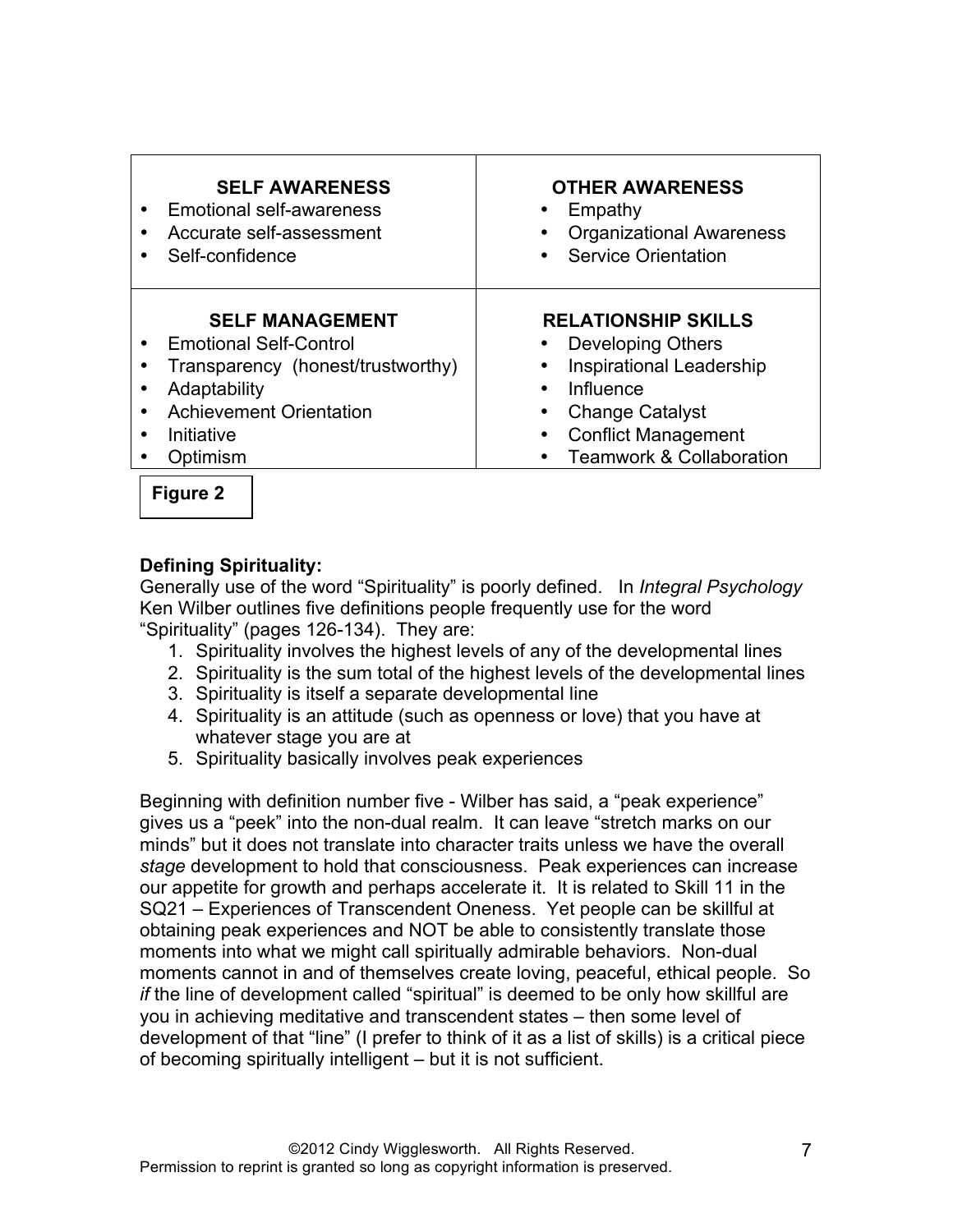| **SELF AWARENESS** | **OTHER AWARENESS** |
|---|---|
| • Emotional self-awareness<br>• Accurate self-assessment<br>• Self-confidence | • Empathy<br>• Organizational Awareness<br>• Service Orientation |
| **SELF MANAGEMENT** | **RELATIONSHIP SKILLS** |
| • Emotional Self-Control<br>• Transparency (honest/trustworthy)<br>• Adaptability<br>• Achievement Orientation<br>• Initiative<br>• Optimism | • Developing Others<br>• Inspirational Leadership<br>• Influence<br>• Change Catalyst<br>• Conflict Management<br>• Teamwork & Collaboration |

**Figure 2**

**Defining Spirituality:**

Generally use of the word "Spirituality" is poorly defined. In *Integral Psychology* Ken Wilber outlines five definitions people frequently use for the word "Spirituality" (pages 126-134). They are:

1. Spirituality involves the highest levels of any of the developmental lines
2. Spirituality is the sum total of the highest levels of the developmental lines
3. Spirituality is itself a separate developmental line
4. Spirituality is an attitude (such as openness or love) that you have at whatever stage you are at
5. Spirituality basically involves peak experiences

Beginning with definition number five - Wilber has said, a "peak experience" gives us a "peek" into the non-dual realm. It can leave "stretch marks on our minds" but it does not translate into character traits unless we have the overall *stage* development to hold that consciousness. Peak experiences can increase our appetite for growth and perhaps accelerate it. It is related to Skill 11 in the SQ21 – Experiences of Transcendent Oneness. Yet people can be skillful at obtaining peak experiences and NOT be able to consistently translate those moments into what we might call spiritually admirable behaviors. Non-dual moments cannot in and of themselves create loving, peaceful, ethical people. So *if* the line of development called "spiritual" is deemed to be only how skillful are you in achieving meditative and transcendent states – then some level of development of that "line" (I prefer to think of it as a list of skills) is a critical piece of becoming spiritually intelligent – but it is not sufficient.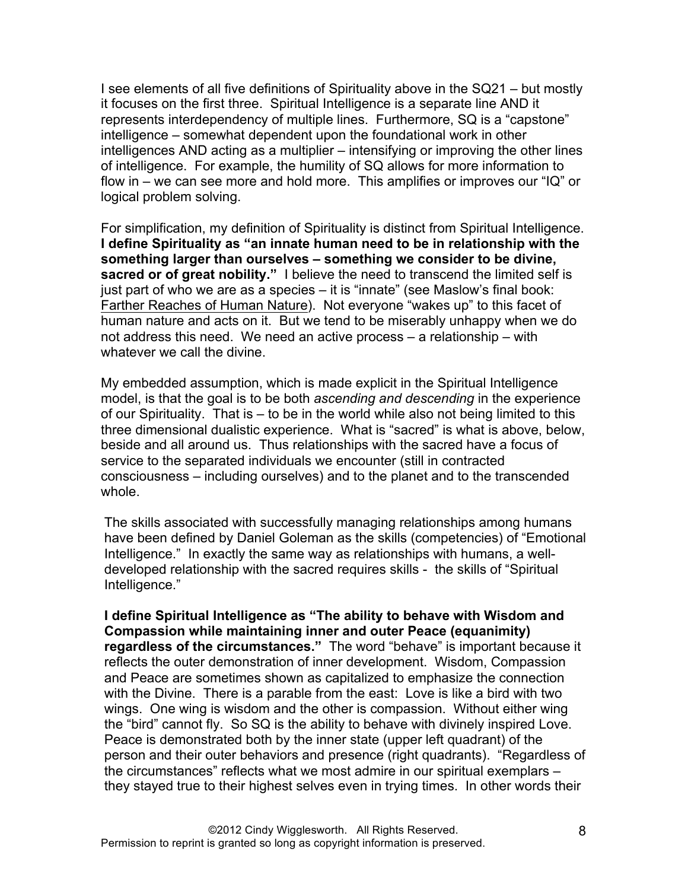I see elements of all five definitions of Spirituality above in the SQ21 – but mostly it focuses on the first three. Spiritual Intelligence is a separate line AND it represents interdependency of multiple lines. Furthermore, SQ is a "capstone" intelligence – somewhat dependent upon the foundational work in other intelligences AND acting as a multiplier – intensifying or improving the other lines of intelligence. For example, the humility of SQ allows for more information to flow in – we can see more and hold more. This amplifies or improves our "IQ" or logical problem solving.

For simplification, my definition of Spirituality is distinct from Spiritual Intelligence. **I define Spirituality as "an innate human need to be in relationship with the something larger than ourselves – something we consider to be divine, sacred or of great nobility."** I believe the need to transcend the limited self is just part of who we are as a species – it is "innate" (see Maslow's final book: Farther Reaches of Human Nature). Not everyone "wakes up" to this facet of human nature and acts on it. But we tend to be miserably unhappy when we do not address this need. We need an active process – a relationship – with whatever we call the divine.

My embedded assumption, which is made explicit in the Spiritual Intelligence model, is that the goal is to be both *ascending and descending* in the experience of our Spirituality. That is – to be in the world while also not being limited to this three dimensional dualistic experience. What is "sacred" is what is above, below, beside and all around us. Thus relationships with the sacred have a focus of service to the separated individuals we encounter (still in contracted consciousness – including ourselves) and to the planet and to the transcended whole.

The skills associated with successfully managing relationships among humans have been defined by Daniel Goleman as the skills (competencies) of "Emotional Intelligence." In exactly the same way as relationships with humans, a well-developed relationship with the sacred requires skills - the skills of "Spiritual Intelligence."

**I define Spiritual Intelligence as "The ability to behave with Wisdom and Compassion while maintaining inner and outer Peace (equanimity) regardless of the circumstances."** The word "behave" is important because it reflects the outer demonstration of inner development. Wisdom, Compassion and Peace are sometimes shown as capitalized to emphasize the connection with the Divine. There is a parable from the east: Love is like a bird with two wings. One wing is wisdom and the other is compassion. Without either wing the "bird" cannot fly. So SQ is the ability to behave with divinely inspired Love. Peace is demonstrated both by the inner state (upper left quadrant) of the person and their outer behaviors and presence (right quadrants). "Regardless of the circumstances" reflects what we most admire in our spiritual exemplars – they stayed true to their highest selves even in trying times. In other words their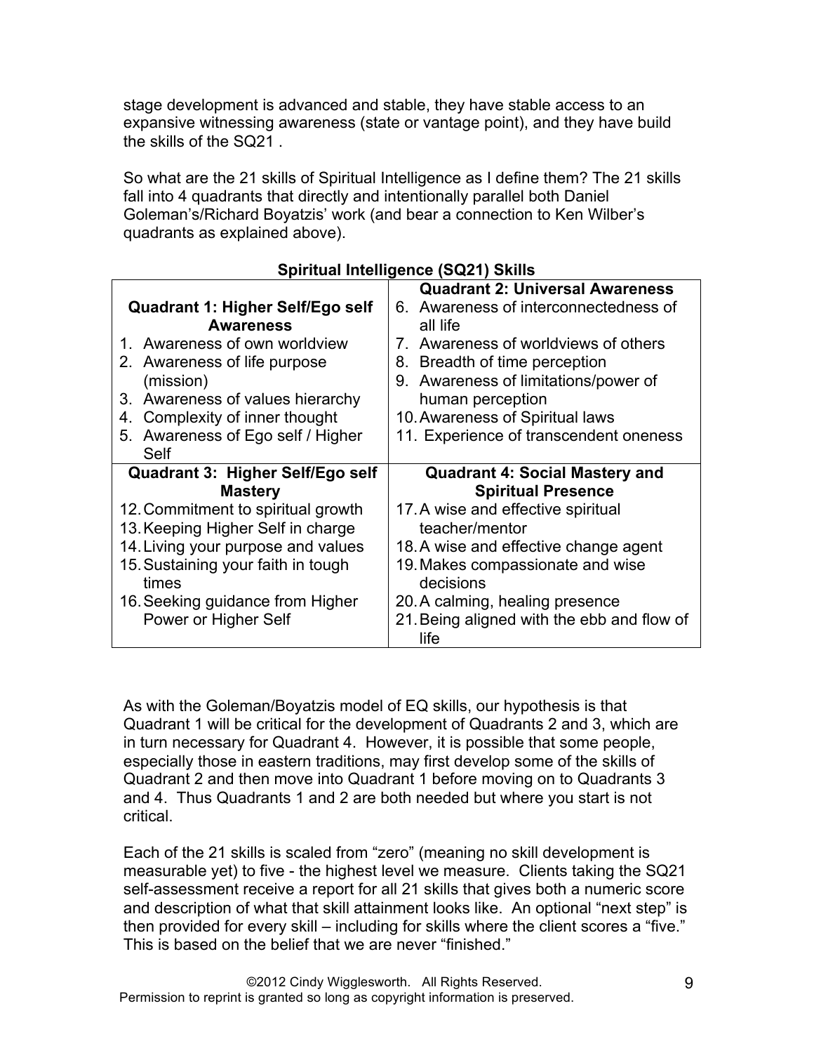stage development is advanced and stable, they have stable access to an expansive witnessing awareness (state or vantage point), and they have build the skills of the SQ21 .

So what are the 21 skills of Spiritual Intelligence as I define them? The 21 skills fall into 4 quadrants that directly and intentionally parallel both Daniel Goleman's/Richard Boyatzis' work (and bear a connection to Ken Wilber's quadrants as explained above).

**Spiritual Intelligence (SQ21) Skills**

| **Quadrant 1: Higher Self/Ego self Awareness** | **Quadrant 2: Universal Awareness** |
|---|---|
| 1. Awareness of own worldview<br>2. Awareness of life purpose (mission)<br>3. Awareness of values hierarchy<br>4. Complexity of inner thought<br>5. Awareness of Ego self / Higher Self | 6. Awareness of interconnectedness of all life<br>7. Awareness of worldviews of others<br>8. Breadth of time perception<br>9. Awareness of limitations/power of human perception<br>10. Awareness of Spiritual laws<br>11. Experience of transcendent oneness |
| **Quadrant 3: Higher Self/Ego self Mastery** | **Quadrant 4: Social Mastery and Spiritual Presence** |
| 12. Commitment to spiritual growth<br>13. Keeping Higher Self in charge<br>14. Living your purpose and values<br>15. Sustaining your faith in tough times<br>16. Seeking guidance from Higher Power or Higher Self | 17. A wise and effective spiritual teacher/mentor<br>18. A wise and effective change agent<br>19. Makes compassionate and wise decisions<br>20. A calming, healing presence<br>21. Being aligned with the ebb and flow of life |

As with the Goleman/Boyatzis model of EQ skills, our hypothesis is that Quadrant 1 will be critical for the development of Quadrants 2 and 3, which are in turn necessary for Quadrant 4. However, it is possible that some people, especially those in eastern traditions, may first develop some of the skills of Quadrant 2 and then move into Quadrant 1 before moving on to Quadrants 3 and 4. Thus Quadrants 1 and 2 are both needed but where you start is not critical.

Each of the 21 skills is scaled from "zero" (meaning no skill development is measurable yet) to five - the highest level we measure. Clients taking the SQ21 self-assessment receive a report for all 21 skills that gives both a numeric score and description of what that skill attainment looks like. An optional "next step" is then provided for every skill – including for skills where the client scores a "five." This is based on the belief that we are never "finished."

©2012 Cindy Wigglesworth. All Rights Reserved.
Permission to reprint is granted so long as copyright information is preserved.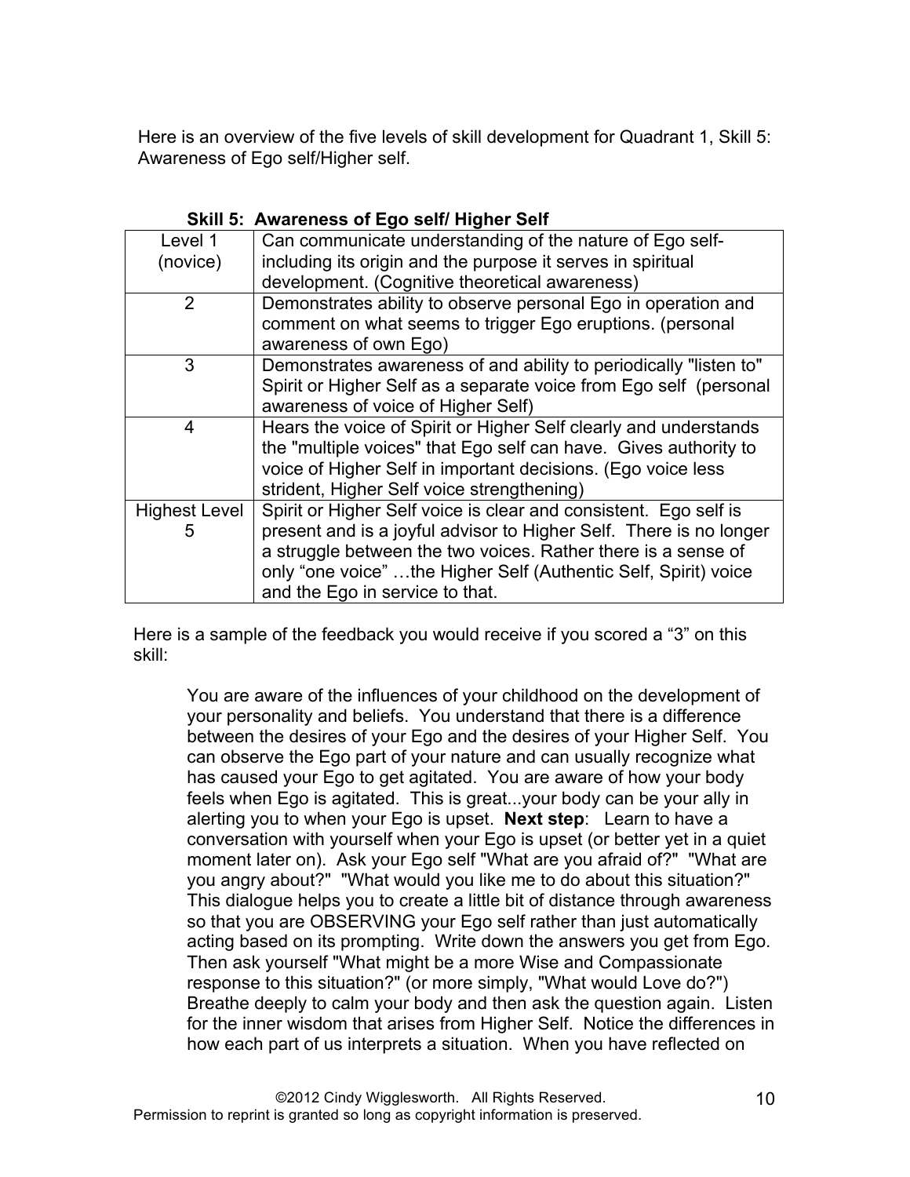Here is an overview of the five levels of skill development for Quadrant 1, Skill 5: Awareness of Ego self/Higher self.

**Skill 5: Awareness of Ego self/ Higher Self**

| Level | Description |
|---|---|
| Level 1 (novice) | Can communicate understanding of the nature of Ego self- including its origin and the purpose it serves in spiritual development. (Cognitive theoretical awareness) |
| 2 | Demonstrates ability to observe personal Ego in operation and comment on what seems to trigger Ego eruptions. (personal awareness of own Ego) |
| 3 | Demonstrates awareness of and ability to periodically "listen to" Spirit or Higher Self as a separate voice from Ego self (personal awareness of voice of Higher Self) |
| 4 | Hears the voice of Spirit or Higher Self clearly and understands the "multiple voices" that Ego self can have. Gives authority to voice of Higher Self in important decisions. (Ego voice less strident, Higher Self voice strengthening) |
| Highest Level 5 | Spirit or Higher Self voice is clear and consistent. Ego self is present and is a joyful advisor to Higher Self. There is no longer a struggle between the two voices. Rather there is a sense of only "one voice" …the Higher Self (Authentic Self, Spirit) voice and the Ego in service to that. |

Here is a sample of the feedback you would receive if you scored a "3" on this skill:

> You are aware of the influences of your childhood on the development of your personality and beliefs. You understand that there is a difference between the desires of your Ego and the desires of your Higher Self. You can observe the Ego part of your nature and can usually recognize what has caused your Ego to get agitated. You are aware of how your body feels when Ego is agitated. This is great...your body can be your ally in alerting you to when your Ego is upset. **Next step**: Learn to have a conversation with yourself when your Ego is upset (or better yet in a quiet moment later on). Ask your Ego self "What are you afraid of?" "What are you angry about?" "What would you like me to do about this situation?" This dialogue helps you to create a little bit of distance through awareness so that you are OBSERVING your Ego self rather than just automatically acting based on its prompting. Write down the answers you get from Ego. Then ask yourself "What might be a more Wise and Compassionate response to this situation?" (or more simply, "What would Love do?") Breathe deeply to calm your body and then ask the question again. Listen for the inner wisdom that arises from Higher Self. Notice the differences in how each part of us interprets a situation. When you have reflected on

©2012 Cindy Wigglesworth. All Rights Reserved.
Permission to reprint is granted so long as copyright information is preserved.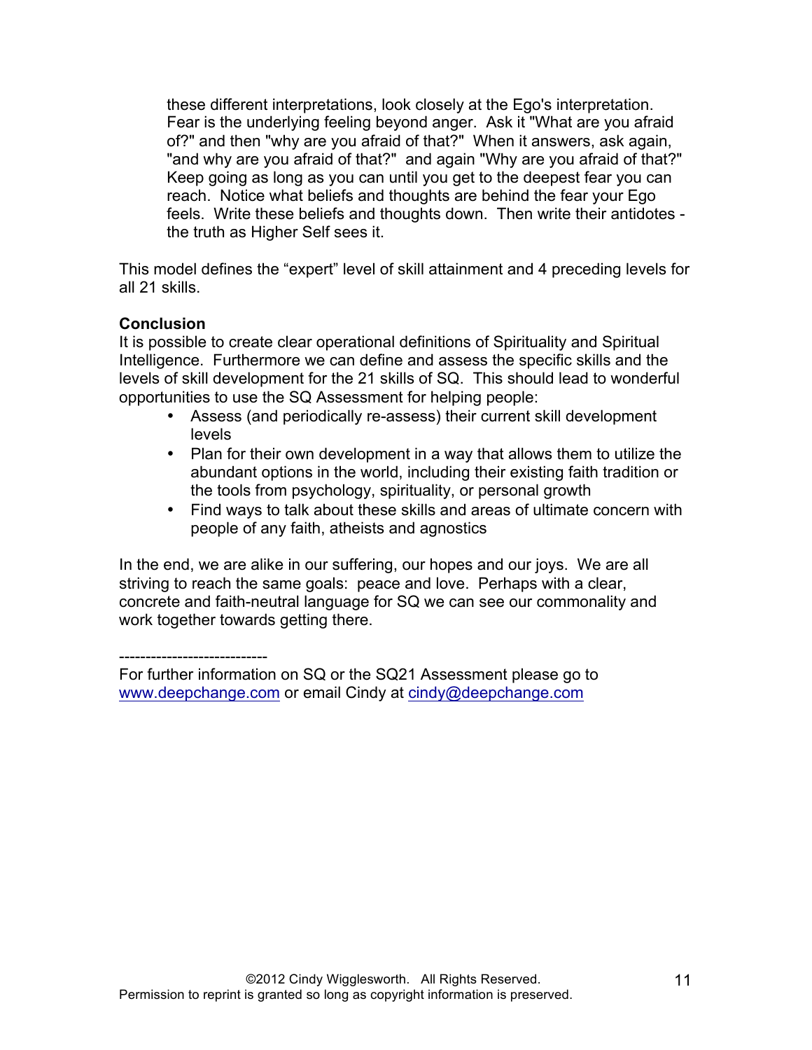these different interpretations, look closely at the Ego's interpretation. Fear is the underlying feeling beyond anger. Ask it "What are you afraid of?" and then "why are you afraid of that?" When it answers, ask again, "and why are you afraid of that?" and again "Why are you afraid of that?" Keep going as long as you can until you get to the deepest fear you can reach. Notice what beliefs and thoughts are behind the fear your Ego feels. Write these beliefs and thoughts down. Then write their antidotes - the truth as Higher Self sees it.

This model defines the "expert" level of skill attainment and 4 preceding levels for all 21 skills.

**Conclusion**

It is possible to create clear operational definitions of Spirituality and Spiritual Intelligence. Furthermore we can define and assess the specific skills and the levels of skill development for the 21 skills of SQ. This should lead to wonderful opportunities to use the SQ Assessment for helping people:

- Assess (and periodically re-assess) their current skill development levels
- Plan for their own development in a way that allows them to utilize the abundant options in the world, including their existing faith tradition or the tools from psychology, spirituality, or personal growth
- Find ways to talk about these skills and areas of ultimate concern with people of any faith, atheists and agnostics

In the end, we are alike in our suffering, our hopes and our joys. We are all striving to reach the same goals: peace and love. Perhaps with a clear, concrete and faith-neutral language for SQ we can see our commonality and work together towards getting there.

---------------------------

For further information on SQ or the SQ21 Assessment please go to www.deepchange.com or email Cindy at cindy@deepchange.com

©2012 Cindy Wigglesworth. All Rights Reserved.
Permission to reprint is granted so long as copyright information is preserved.